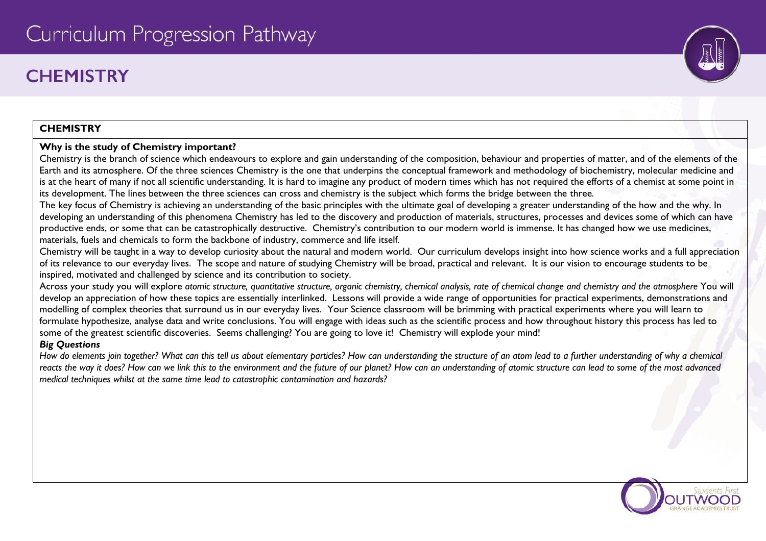# Curriculum Progression Pathway

## CHEMISTRY

**CHEMISTRY**

**Why is the study of Chemistry important?**

Chemistry is the branch of science which endeavours to explore and gain understanding of the composition, behaviour and properties of matter, and of the elements of the Earth and its atmosphere. Of the three sciences Chemistry is the one that underpins the conceptual framework and methodology of biochemistry, molecular medicine and is at the heart of many if not all scientific understanding. It is hard to imagine any product of modern times which has not required the efforts of a chemist at some point in its development. The lines between the three sciences can cross and chemistry is the subject which forms the bridge between the three.

The key focus of Chemistry is achieving an understanding of the basic principles with the ultimate goal of developing a greater understanding of the how and the why. In developing an understanding of this phenomena Chemistry has led to the discovery and production of materials, structures, processes and devices some of which can have productive ends, or some that can be catastrophically destructive. Chemistry's contribution to our modern world is immense. It has changed how we use medicines, materials, fuels and chemicals to form the backbone of industry, commerce and life itself.

Chemistry will be taught in a way to develop curiosity about the natural and modern world. Our curriculum develops insight into how science works and a full appreciation of its relevance to our everyday lives. The scope and nature of studying Chemistry will be broad, practical and relevant. It is our vision to encourage students to be inspired, motivated and challenged by science and its contribution to society.

Across your study you will explore *atomic structure, quantitative structure, organic chemistry, chemical analysis, rate of chemical change and chemistry and the atmosphere* You will develop an appreciation of how these topics are essentially interlinked. Lessons will provide a wide range of opportunities for practical experiments, demonstrations and modelling of complex theories that surround us in our everyday lives. Your Science classroom will be brimming with practical experiments where you will learn to formulate hypothesize, analyse data and write conclusions. You will engage with ideas such as the scientific process and how throughout history this process has led to some of the greatest scientific discoveries. Seems challenging? You are going to love it! Chemistry will explode your mind!

***Big Questions***

*How do elements join together? What can this tell us about elementary particles? How can understanding the structure of an atom lead to a further understanding of why a chemical reacts the way it does? How can we link this to the environment and the future of our planet? How can an understanding of atomic structure can lead to some of the most advanced medical techniques whilst at the same time lead to catastrophic contamination and hazards?*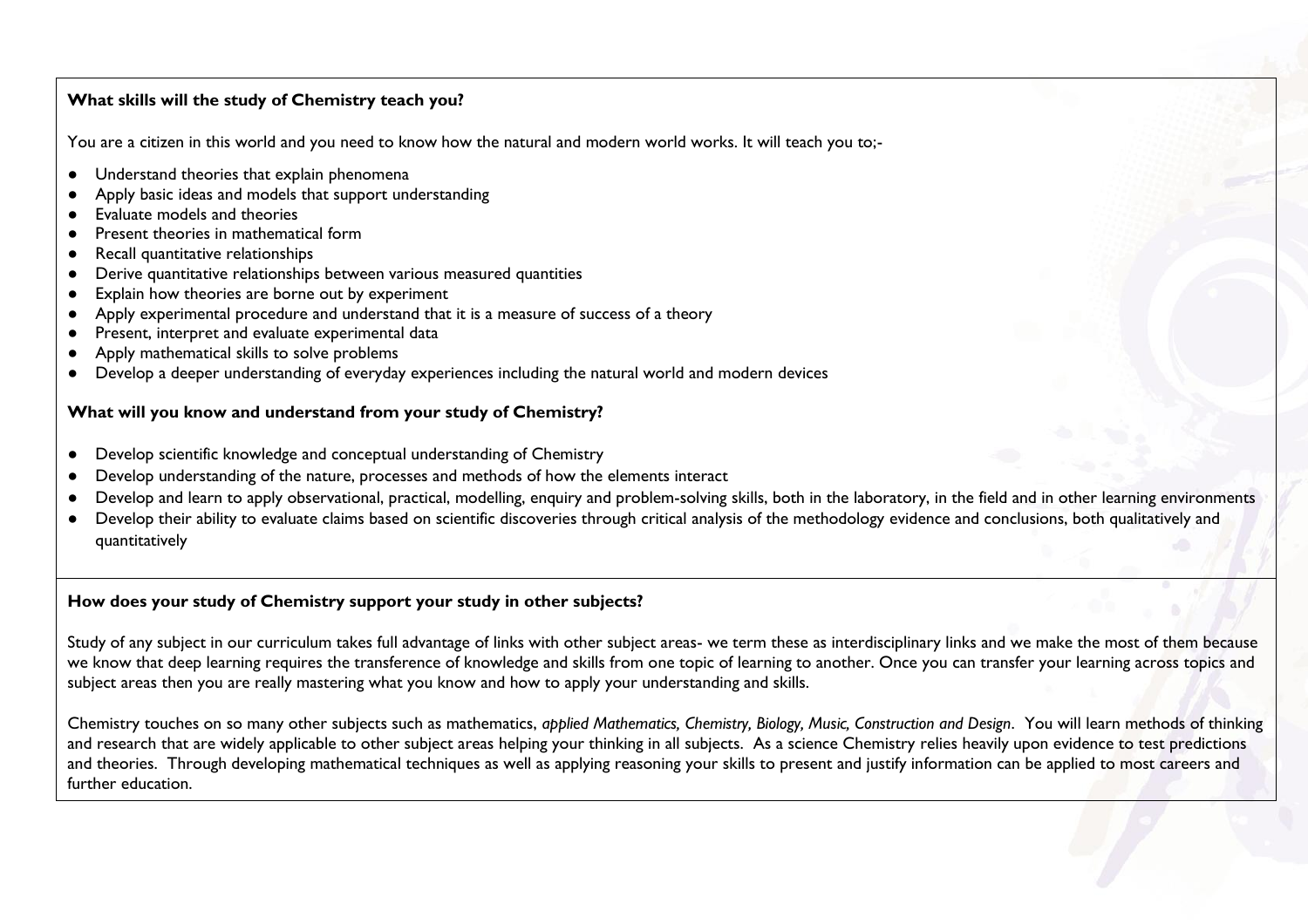**What skills will the study of Chemistry teach you?**

You are a citizen in this world and you need to know how the natural and modern world works. It will teach you to;-

- Understand theories that explain phenomena
- Apply basic ideas and models that support understanding
- Evaluate models and theories
- Present theories in mathematical form
- Recall quantitative relationships
- Derive quantitative relationships between various measured quantities
- Explain how theories are borne out by experiment
- Apply experimental procedure and understand that it is a measure of success of a theory
- Present, interpret and evaluate experimental data
- Apply mathematical skills to solve problems
- Develop a deeper understanding of everyday experiences including the natural world and modern devices

**What will you know and understand from your study of Chemistry?**

- Develop scientific knowledge and conceptual understanding of Chemistry
- Develop understanding of the nature, processes and methods of how the elements interact
- Develop and learn to apply observational, practical, modelling, enquiry and problem-solving skills, both in the laboratory, in the field and in other learning environments
- Develop their ability to evaluate claims based on scientific discoveries through critical analysis of the methodology evidence and conclusions, both qualitatively and quantitatively

**How does your study of Chemistry support your study in other subjects?**

Study of any subject in our curriculum takes full advantage of links with other subject areas- we term these as interdisciplinary links and we make the most of them because we know that deep learning requires the transference of knowledge and skills from one topic of learning to another. Once you can transfer your learning across topics and subject areas then you are really mastering what you know and how to apply your understanding and skills.

Chemistry touches on so many other subjects such as mathematics, *applied Mathematics, Chemistry, Biology, Music, Construction and Design*. You will learn methods of thinking and research that are widely applicable to other subject areas helping your thinking in all subjects. As a science Chemistry relies heavily upon evidence to test predictions and theories. Through developing mathematical techniques as well as applying reasoning your skills to present and justify information can be applied to most careers and further education.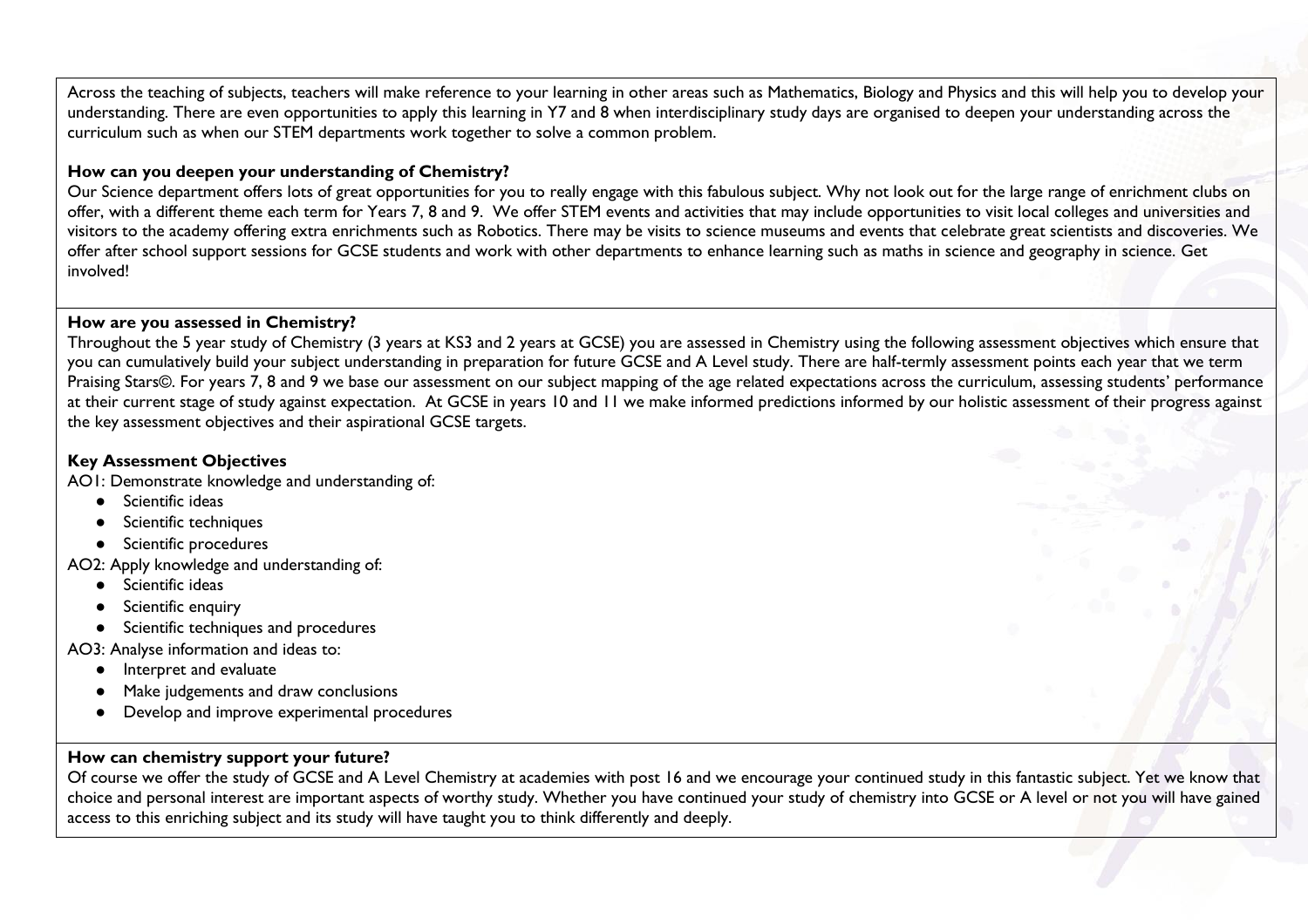Across the teaching of subjects, teachers will make reference to your learning in other areas such as Mathematics, Biology and Physics and this will help you to develop your understanding. There are even opportunities to apply this learning in Y7 and 8 when interdisciplinary study days are organised to deepen your understanding across the curriculum such as when our STEM departments work together to solve a common problem.

**How can you deepen your understanding of Chemistry?**

Our Science department offers lots of great opportunities for you to really engage with this fabulous subject. Why not look out for the large range of enrichment clubs on offer, with a different theme each term for Years 7, 8 and 9. We offer STEM events and activities that may include opportunities to visit local colleges and universities and visitors to the academy offering extra enrichments such as Robotics. There may be visits to science museums and events that celebrate great scientists and discoveries. We offer after school support sessions for GCSE students and work with other departments to enhance learning such as maths in science and geography in science. Get involved!

**How are you assessed in Chemistry?**

Throughout the 5 year study of Chemistry (3 years at KS3 and 2 years at GCSE) you are assessed in Chemistry using the following assessment objectives which ensure that you can cumulatively build your subject understanding in preparation for future GCSE and A Level study. There are half-termly assessment points each year that we term Praising Stars©. For years 7, 8 and 9 we base our assessment on our subject mapping of the age related expectations across the curriculum, assessing students' performance at their current stage of study against expectation. At GCSE in years 10 and 11 we make informed predictions informed by our holistic assessment of their progress against the key assessment objectives and their aspirational GCSE targets.

**Key Assessment Objectives**

AO1: Demonstrate knowledge and understanding of:

- Scientific ideas
- Scientific techniques
- Scientific procedures

AO2: Apply knowledge and understanding of:

- Scientific ideas
- Scientific enquiry
- Scientific techniques and procedures

AO3: Analyse information and ideas to:

- Interpret and evaluate
- Make judgements and draw conclusions
- Develop and improve experimental procedures

**How can chemistry support your future?**

Of course we offer the study of GCSE and A Level Chemistry at academies with post 16 and we encourage your continued study in this fantastic subject. Yet we know that choice and personal interest are important aspects of worthy study. Whether you have continued your study of chemistry into GCSE or A level or not you will have gained access to this enriching subject and its study will have taught you to think differently and deeply.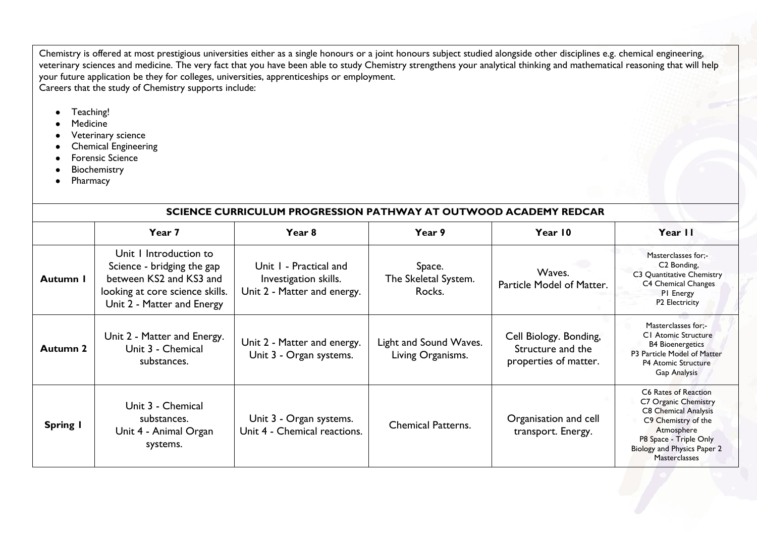Chemistry is offered at most prestigious universities either as a single honours or a joint honours subject studied alongside other disciplines e.g. chemical engineering, veterinary sciences and medicine. The very fact that you have been able to study Chemistry strengthens your analytical thinking and mathematical reasoning that will help your future application be they for colleges, universities, apprenticeships or employment.
Careers that the study of Chemistry supports include:

- Teaching!
- Medicine
- Veterinary science
- Chemical Engineering
- Forensic Science
- Biochemistry
- Pharmacy

## SCIENCE CURRICULUM PROGRESSION PATHWAY AT OUTWOOD ACADEMY REDCAR

| | Year 7 | Year 8 | Year 9 | Year 10 | Year 11 |
|---|---|---|---|---|---|
| **Autumn 1** | Unit 1 Introduction to Science - bridging the gap between KS2 and KS3 and looking at core science skills. Unit 2 - Matter and Energy | Unit 1 - Practical and Investigation skills. Unit 2 - Matter and energy. | Space. The Skeletal System. Rocks. | Waves. Particle Model of Matter. | Masterclasses for;- C2 Bonding, C3 Quantitative Chemistry C4 Chemical Changes P1 Energy P2 Electricity |
| **Autumn 2** | Unit 2 - Matter and Energy. Unit 3 - Chemical substances. | Unit 2 - Matter and energy. Unit 3 - Organ systems. | Light and Sound Waves. Living Organisms. | Cell Biology. Bonding, Structure and the properties of matter. | Masterclasses for;- C1 Atomic Structure B4 Bioenergetics P3 Particle Model of Matter P4 Atomic Structure Gap Analysis |
| **Spring 1** | Unit 3 - Chemical substances. Unit 4 - Animal Organ systems. | Unit 3 - Organ systems. Unit 4 - Chemical reactions. | Chemical Patterns. | Organisation and cell transport. Energy. | C6 Rates of Reaction C7 Organic Chemistry C8 Chemical Analysis C9 Chemistry of the Atmosphere P8 Space - Triple Only Biology and Physics Paper 2 Masterclasses |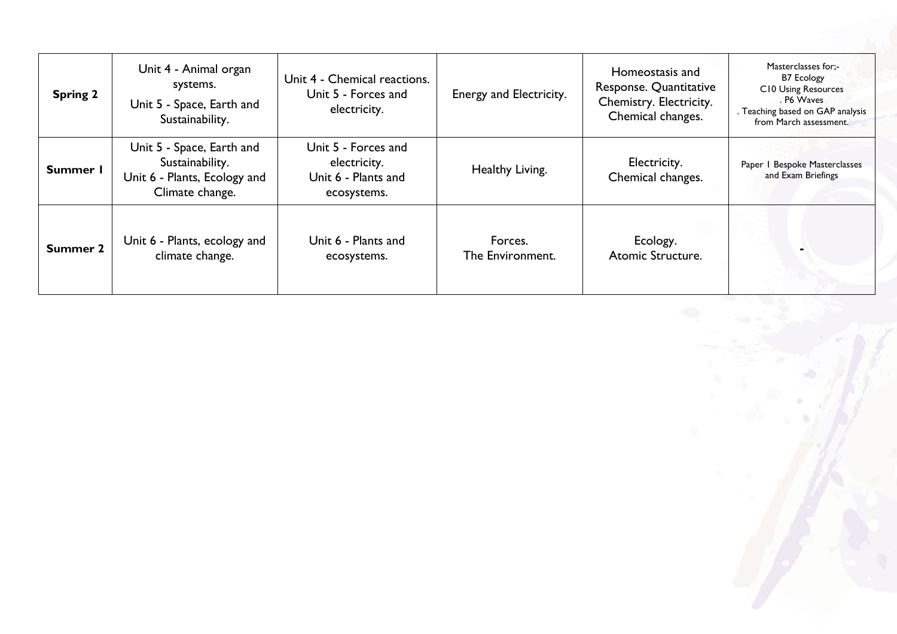| | | | | | |
|---|---|---|---|---|---|
| **Spring 2** | Unit 4 - Animal organ systems.<br>Unit 5 - Space, Earth and Sustainability. | Unit 4 - Chemical reactions.<br>Unit 5 - Forces and electricity. | Energy and Electricity. | Homeostasis and Response. Quantitative Chemistry. Electricity. Chemical changes. | Masterclasses for;-<br>B7 Ecology<br>C10 Using Resources<br>. P6 Waves<br>. Teaching based on GAP analysis from March assessment. |
| **Summer 1** | Unit 5 - Space, Earth and Sustainability.<br>Unit 6 - Plants, Ecology and Climate change. | Unit 5 - Forces and electricity.<br>Unit 6 - Plants and ecosystems. | Healthy Living. | Electricity.<br>Chemical changes. | Paper 1 Bespoke Masterclasses and Exam Briefings |
| **Summer 2** | Unit 6 - Plants, ecology and climate change. | Unit 6 - Plants and ecosystems. | Forces.<br>The Environment. | Ecology.<br>Atomic Structure. | - |